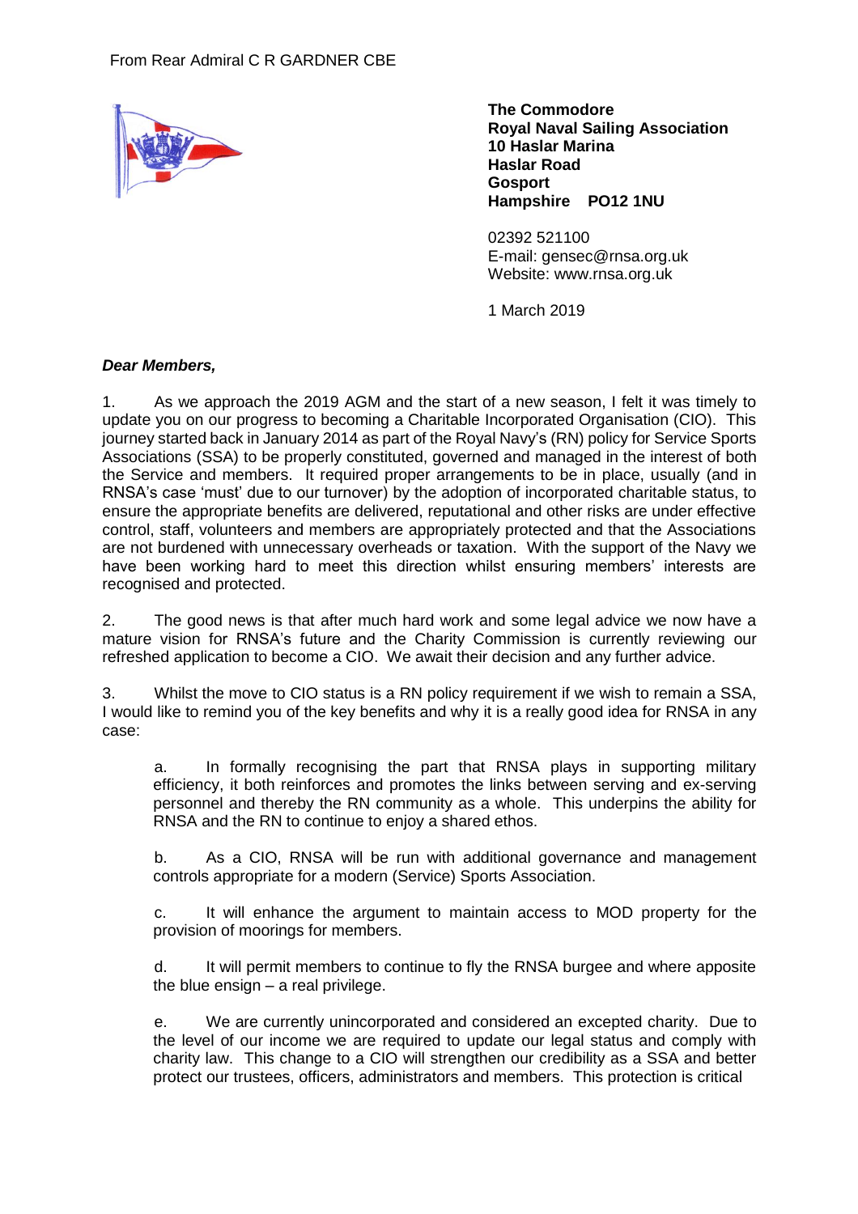From Rear Admiral C R GARDNER CBE

**The Commodore**
**Royal Naval Sailing Association**
**10 Haslar Marina**
**Haslar Road**
**Gosport**
**Hampshire PO12 1NU**

02392 521100
E-mail: gensec@rnsa.org.uk
Website: www.rnsa.org.uk

1 March 2019

***Dear Members,***

1. As we approach the 2019 AGM and the start of a new season, I felt it was timely to update you on our progress to becoming a Charitable Incorporated Organisation (CIO). This journey started back in January 2014 as part of the Royal Navy's (RN) policy for Service Sports Associations (SSA) to be properly constituted, governed and managed in the interest of both the Service and members. It required proper arrangements to be in place, usually (and in RNSA's case 'must' due to our turnover) by the adoption of incorporated charitable status, to ensure the appropriate benefits are delivered, reputational and other risks are under effective control, staff, volunteers and members are appropriately protected and that the Associations are not burdened with unnecessary overheads or taxation. With the support of the Navy we have been working hard to meet this direction whilst ensuring members' interests are recognised and protected.

2. The good news is that after much hard work and some legal advice we now have a mature vision for RNSA's future and the Charity Commission is currently reviewing our refreshed application to become a CIO. We await their decision and any further advice.

3. Whilst the move to CIO status is a RN policy requirement if we wish to remain a SSA, I would like to remind you of the key benefits and why it is a really good idea for RNSA in any case:

   a. In formally recognising the part that RNSA plays in supporting military efficiency, it both reinforces and promotes the links between serving and ex-serving personnel and thereby the RN community as a whole. This underpins the ability for RNSA and the RN to continue to enjoy a shared ethos.

   b. As a CIO, RNSA will be run with additional governance and management controls appropriate for a modern (Service) Sports Association.

   c. It will enhance the argument to maintain access to MOD property for the provision of moorings for members.

   d. It will permit members to continue to fly the RNSA burgee and where apposite the blue ensign – a real privilege.

   e. We are currently unincorporated and considered an excepted charity. Due to the level of our income we are required to update our legal status and comply with charity law. This change to a CIO will strengthen our credibility as a SSA and better protect our trustees, officers, administrators and members. This protection is critical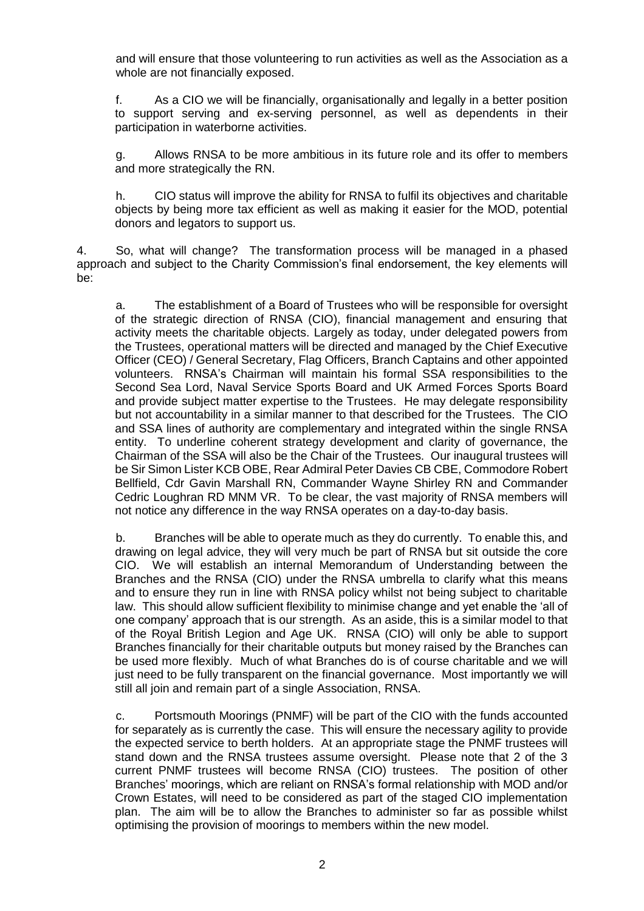and will ensure that those volunteering to run activities as well as the Association as a whole are not financially exposed.

f. As a CIO we will be financially, organisationally and legally in a better position to support serving and ex-serving personnel, as well as dependents in their participation in waterborne activities.

g. Allows RNSA to be more ambitious in its future role and its offer to members and more strategically the RN.

h. CIO status will improve the ability for RNSA to fulfil its objectives and charitable objects by being more tax efficient as well as making it easier for the MOD, potential donors and legators to support us.

4. So, what will change? The transformation process will be managed in a phased approach and subject to the Charity Commission's final endorsement, the key elements will be:

a. The establishment of a Board of Trustees who will be responsible for oversight of the strategic direction of RNSA (CIO), financial management and ensuring that activity meets the charitable objects. Largely as today, under delegated powers from the Trustees, operational matters will be directed and managed by the Chief Executive Officer (CEO) / General Secretary, Flag Officers, Branch Captains and other appointed volunteers. RNSA's Chairman will maintain his formal SSA responsibilities to the Second Sea Lord, Naval Service Sports Board and UK Armed Forces Sports Board and provide subject matter expertise to the Trustees. He may delegate responsibility but not accountability in a similar manner to that described for the Trustees. The CIO and SSA lines of authority are complementary and integrated within the single RNSA entity. To underline coherent strategy development and clarity of governance, the Chairman of the SSA will also be the Chair of the Trustees. Our inaugural trustees will be Sir Simon Lister KCB OBE, Rear Admiral Peter Davies CB CBE, Commodore Robert Bellfield, Cdr Gavin Marshall RN, Commander Wayne Shirley RN and Commander Cedric Loughran RD MNM VR. To be clear, the vast majority of RNSA members will not notice any difference in the way RNSA operates on a day-to-day basis.

b. Branches will be able to operate much as they do currently. To enable this, and drawing on legal advice, they will very much be part of RNSA but sit outside the core CIO. We will establish an internal Memorandum of Understanding between the Branches and the RNSA (CIO) under the RNSA umbrella to clarify what this means and to ensure they run in line with RNSA policy whilst not being subject to charitable law. This should allow sufficient flexibility to minimise change and yet enable the 'all of one company' approach that is our strength. As an aside, this is a similar model to that of the Royal British Legion and Age UK. RNSA (CIO) will only be able to support Branches financially for their charitable outputs but money raised by the Branches can be used more flexibly. Much of what Branches do is of course charitable and we will just need to be fully transparent on the financial governance. Most importantly we will still all join and remain part of a single Association, RNSA.

c. Portsmouth Moorings (PNMF) will be part of the CIO with the funds accounted for separately as is currently the case. This will ensure the necessary agility to provide the expected service to berth holders. At an appropriate stage the PNMF trustees will stand down and the RNSA trustees assume oversight. Please note that 2 of the 3 current PNMF trustees will become RNSA (CIO) trustees. The position of other Branches' moorings, which are reliant on RNSA's formal relationship with MOD and/or Crown Estates, will need to be considered as part of the staged CIO implementation plan. The aim will be to allow the Branches to administer so far as possible whilst optimising the provision of moorings to members within the new model.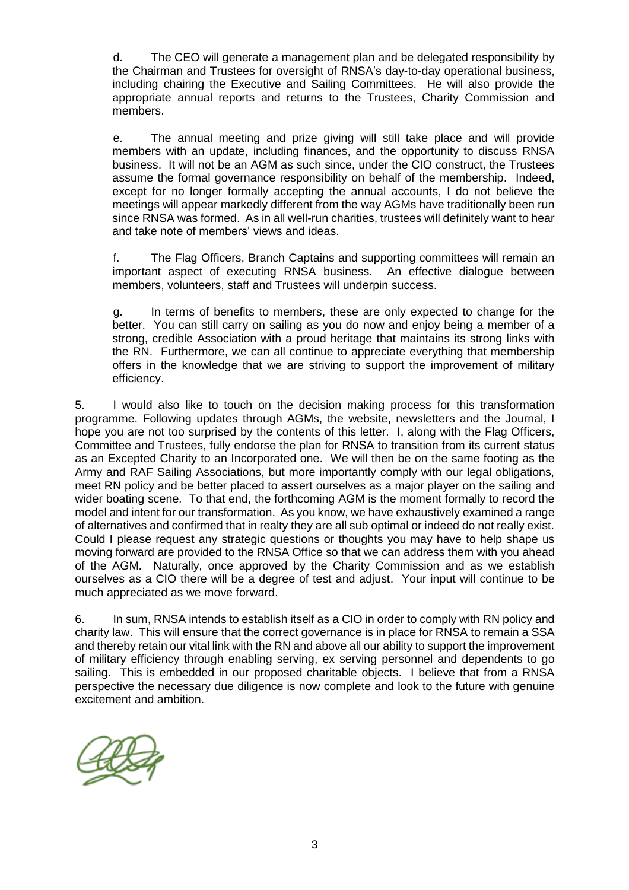d. The CEO will generate a management plan and be delegated responsibility by the Chairman and Trustees for oversight of RNSA's day-to-day operational business, including chairing the Executive and Sailing Committees. He will also provide the appropriate annual reports and returns to the Trustees, Charity Commission and members.

e. The annual meeting and prize giving will still take place and will provide members with an update, including finances, and the opportunity to discuss RNSA business. It will not be an AGM as such since, under the CIO construct, the Trustees assume the formal governance responsibility on behalf of the membership. Indeed, except for no longer formally accepting the annual accounts, I do not believe the meetings will appear markedly different from the way AGMs have traditionally been run since RNSA was formed. As in all well-run charities, trustees will definitely want to hear and take note of members' views and ideas.

f. The Flag Officers, Branch Captains and supporting committees will remain an important aspect of executing RNSA business. An effective dialogue between members, volunteers, staff and Trustees will underpin success.

g. In terms of benefits to members, these are only expected to change for the better. You can still carry on sailing as you do now and enjoy being a member of a strong, credible Association with a proud heritage that maintains its strong links with the RN. Furthermore, we can all continue to appreciate everything that membership offers in the knowledge that we are striving to support the improvement of military efficiency.

5. I would also like to touch on the decision making process for this transformation programme. Following updates through AGMs, the website, newsletters and the Journal, I hope you are not too surprised by the contents of this letter. I, along with the Flag Officers, Committee and Trustees, fully endorse the plan for RNSA to transition from its current status as an Excepted Charity to an Incorporated one. We will then be on the same footing as the Army and RAF Sailing Associations, but more importantly comply with our legal obligations, meet RN policy and be better placed to assert ourselves as a major player on the sailing and wider boating scene. To that end, the forthcoming AGM is the moment formally to record the model and intent for our transformation. As you know, we have exhaustively examined a range of alternatives and confirmed that in realty they are all sub optimal or indeed do not really exist. Could I please request any strategic questions or thoughts you may have to help shape us moving forward are provided to the RNSA Office so that we can address them with you ahead of the AGM. Naturally, once approved by the Charity Commission and as we establish ourselves as a CIO there will be a degree of test and adjust. Your input will continue to be much appreciated as we move forward.

6. In sum, RNSA intends to establish itself as a CIO in order to comply with RN policy and charity law. This will ensure that the correct governance is in place for RNSA to remain a SSA and thereby retain our vital link with the RN and above all our ability to support the improvement of military efficiency through enabling serving, ex serving personnel and dependents to go sailing. This is embedded in our proposed charitable objects. I believe that from a RNSA perspective the necessary due diligence is now complete and look to the future with genuine excitement and ambition.